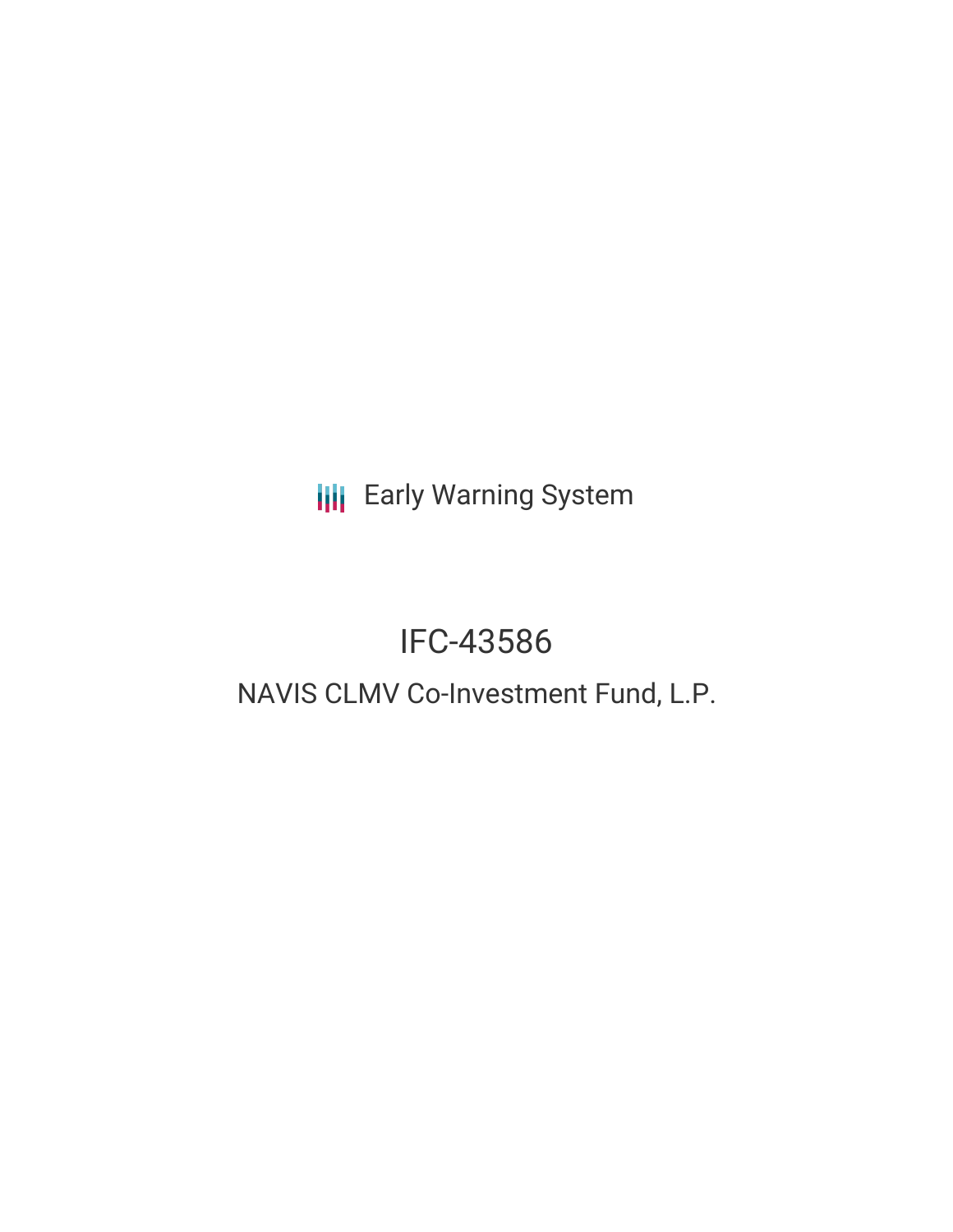Early Warning System

# IFC-43586

## NAVIS CLMV Co-Investment Fund, L.P.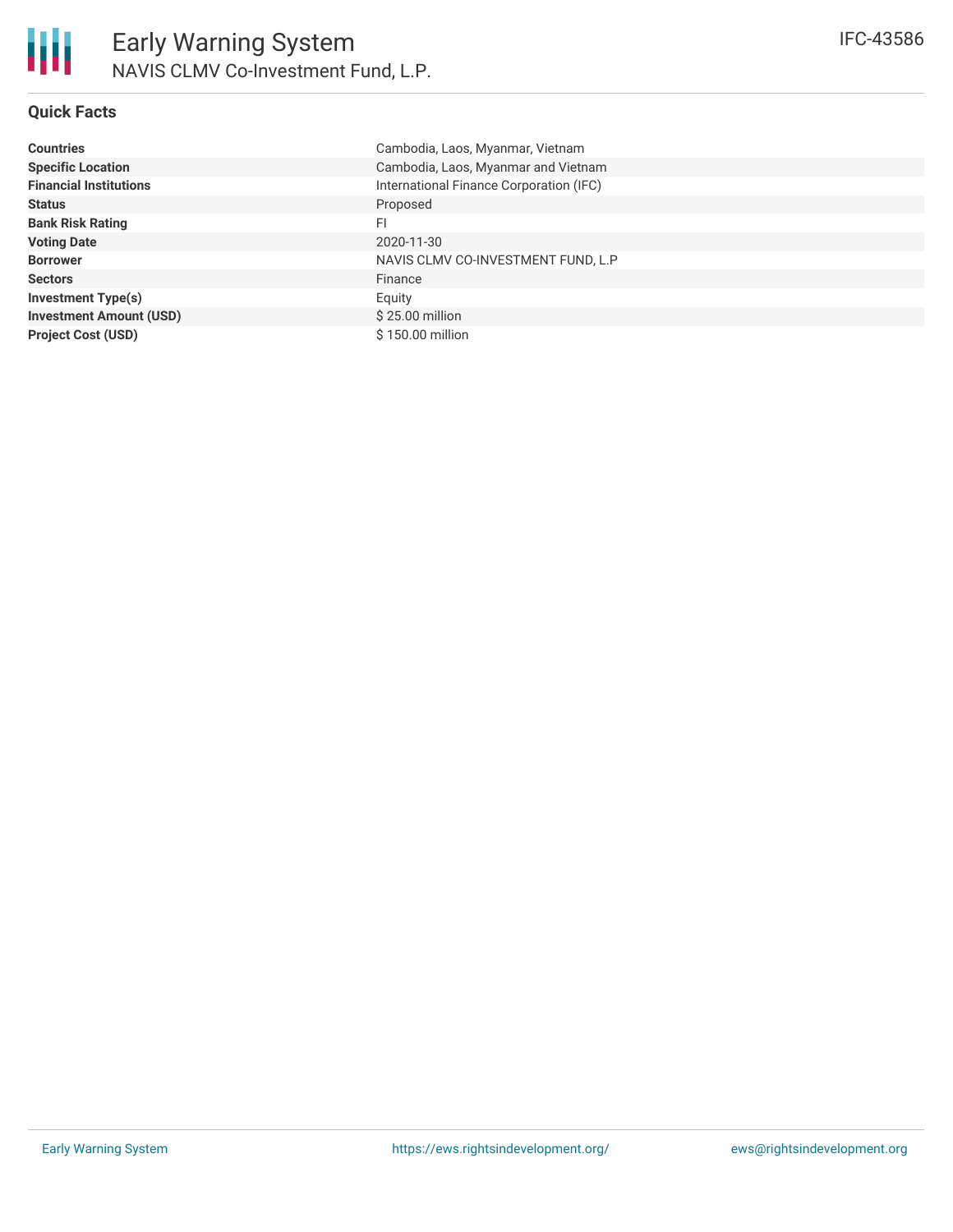# Early Warning System

NAVIS CLMV Co-Investment Fund, L.P.

IFC-43586

## Quick Facts

| | |
|---|---|
| **Countries** | Cambodia, Laos, Myanmar, Vietnam |
| **Specific Location** | Cambodia, Laos, Myanmar and Vietnam |
| **Financial Institutions** | International Finance Corporation (IFC) |
| **Status** | Proposed |
| **Bank Risk Rating** | FI |
| **Voting Date** | 2020-11-30 |
| **Borrower** | NAVIS CLMV CO-INVESTMENT FUND, L.P |
| **Sectors** | Finance |
| **Investment Type(s)** | Equity |
| **Investment Amount (USD)** | $ 25.00 million |
| **Project Cost (USD)** | $ 150.00 million |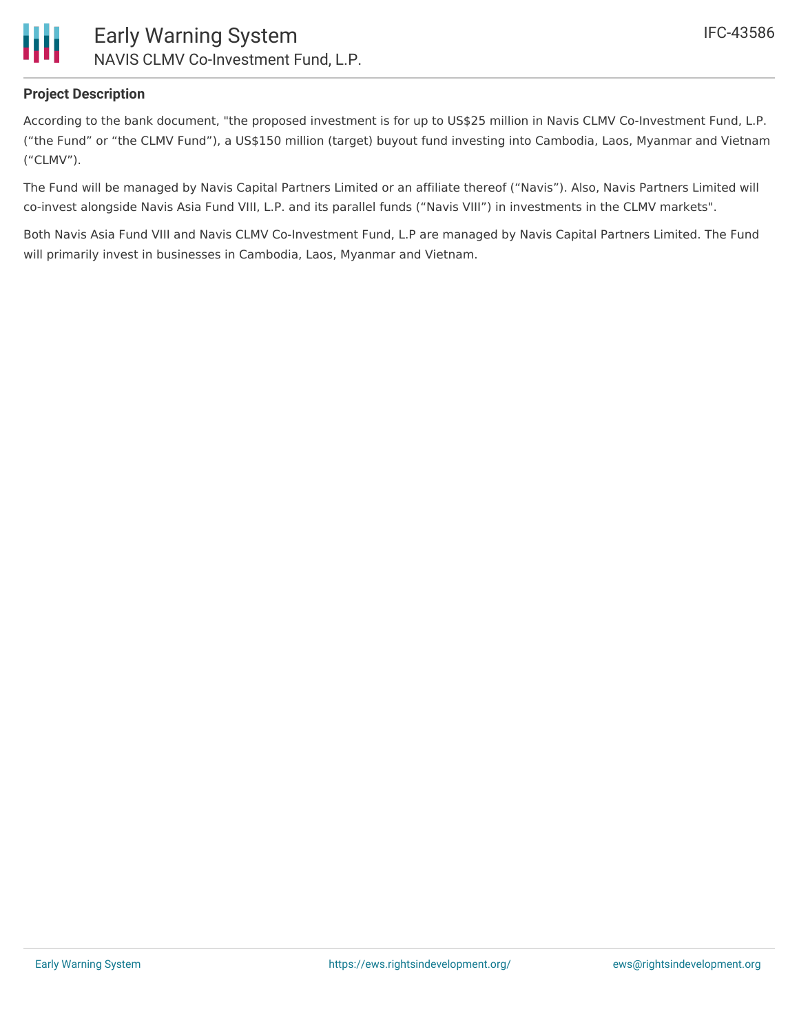### Project Description

According to the bank document, "the proposed investment is for up to US$25 million in Navis CLMV Co-Investment Fund, L.P. (“the Fund” or “the CLMV Fund”), a US$150 million (target) buyout fund investing into Cambodia, Laos, Myanmar and Vietnam (“CLMV”).

The Fund will be managed by Navis Capital Partners Limited or an affiliate thereof (“Navis”). Also, Navis Partners Limited will co-invest alongside Navis Asia Fund VIII, L.P. and its parallel funds (“Navis VIII”) in investments in the CLMV markets".

Both Navis Asia Fund VIII and Navis CLMV Co-Investment Fund, L.P are managed by Navis Capital Partners Limited. The Fund will primarily invest in businesses in Cambodia, Laos, Myanmar and Vietnam.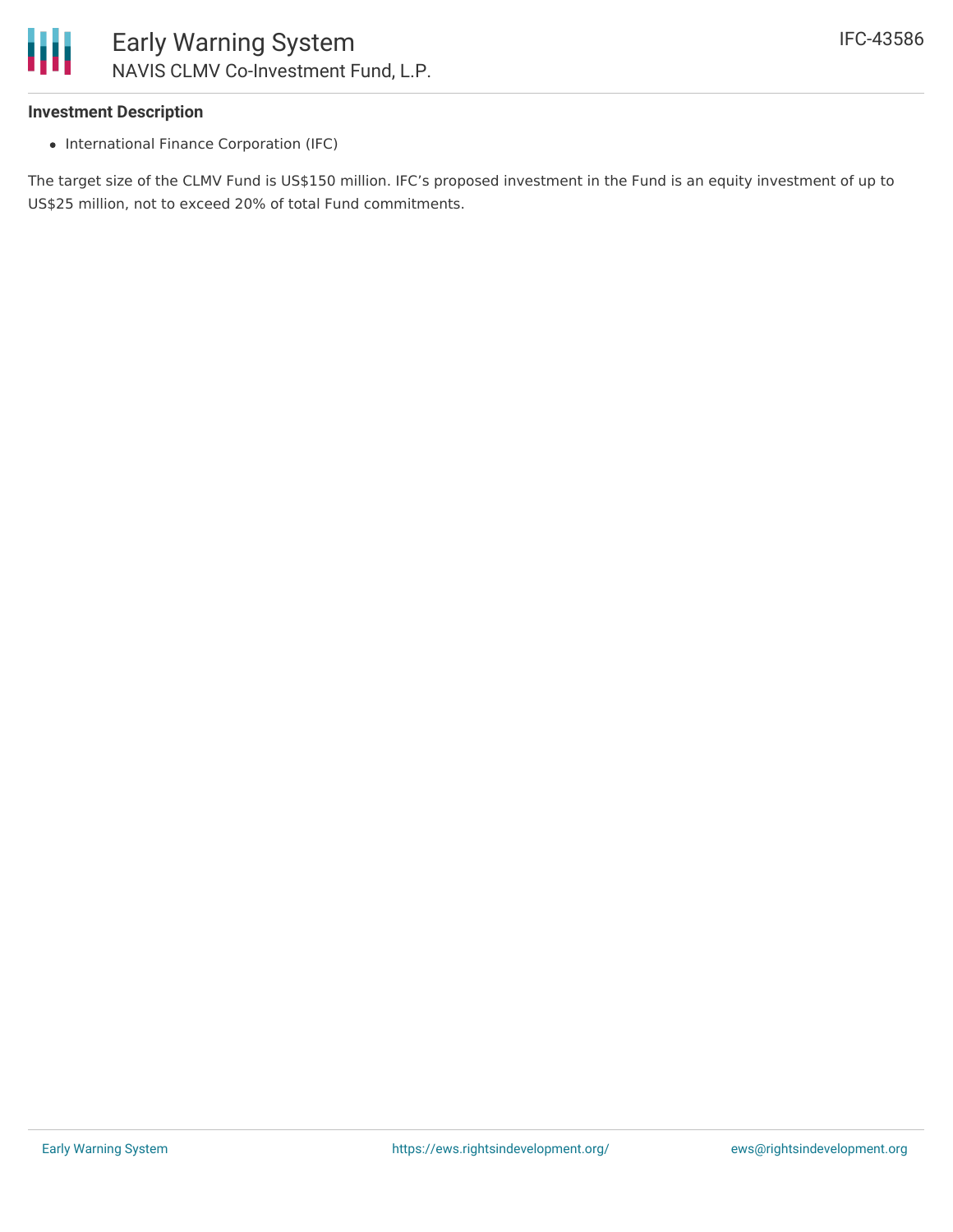### Investment Description

- International Finance Corporation (IFC)

The target size of the CLMV Fund is US$150 million. IFC's proposed investment in the Fund is an equity investment of up to US$25 million, not to exceed 20% of total Fund commitments.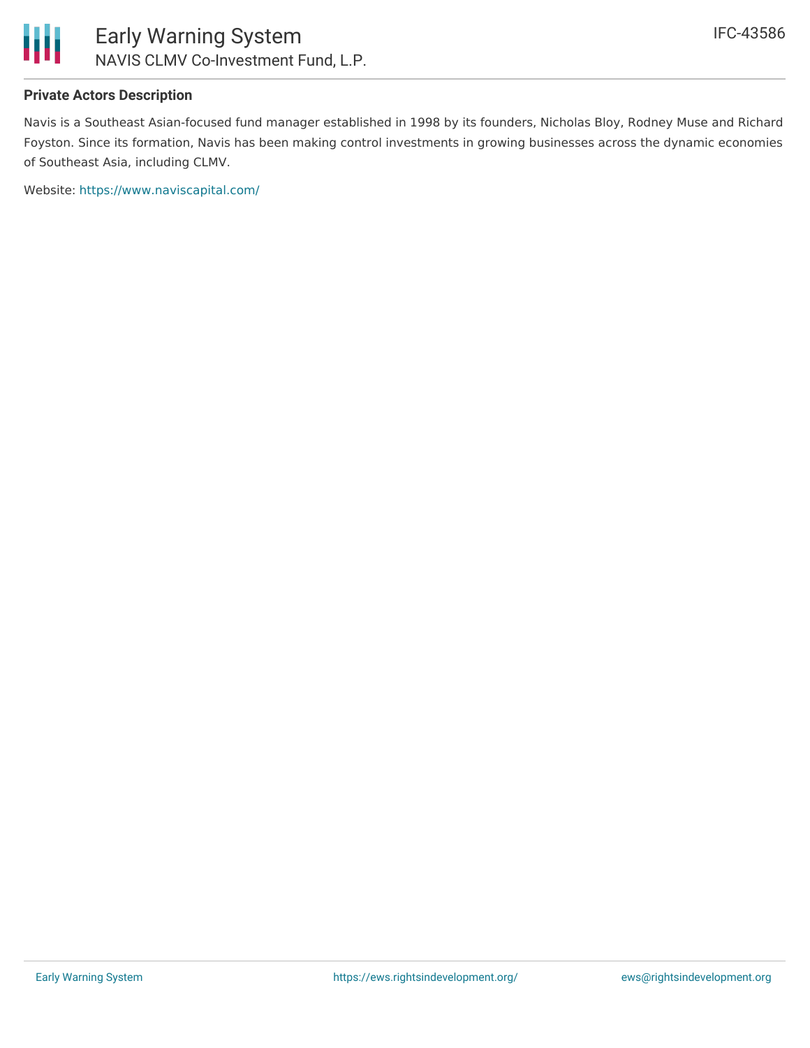**Private Actors Description**

Navis is a Southeast Asian-focused fund manager established in 1998 by its founders, Nicholas Bloy, Rodney Muse and Richard Foyston. Since its formation, Navis has been making control investments in growing businesses across the dynamic economies of Southeast Asia, including CLMV.

Website: https://www.naviscapital.com/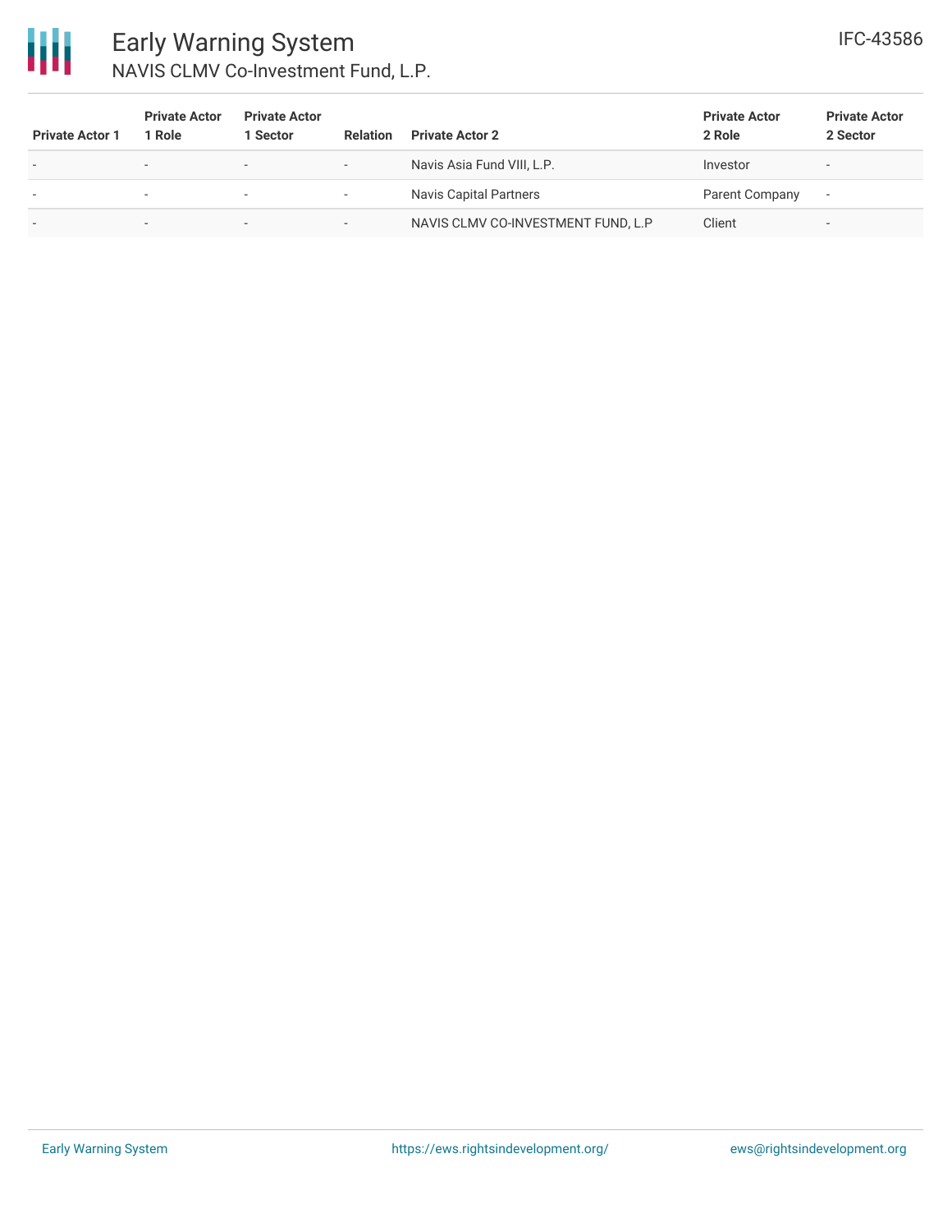| Private Actor 1 | Private Actor 1 Role | Private Actor 1 Sector | Relation | Private Actor 2 | Private Actor 2 Role | Private Actor 2 Sector |
|---|---|---|---|---|---|---|
| - | - | - | - | Navis Asia Fund VIII, L.P. | Investor | - |
| - | - | - | - | Navis Capital Partners | Parent Company | - |
| - | - | - | - | NAVIS CLMV CO-INVESTMENT FUND, L.P | Client | - |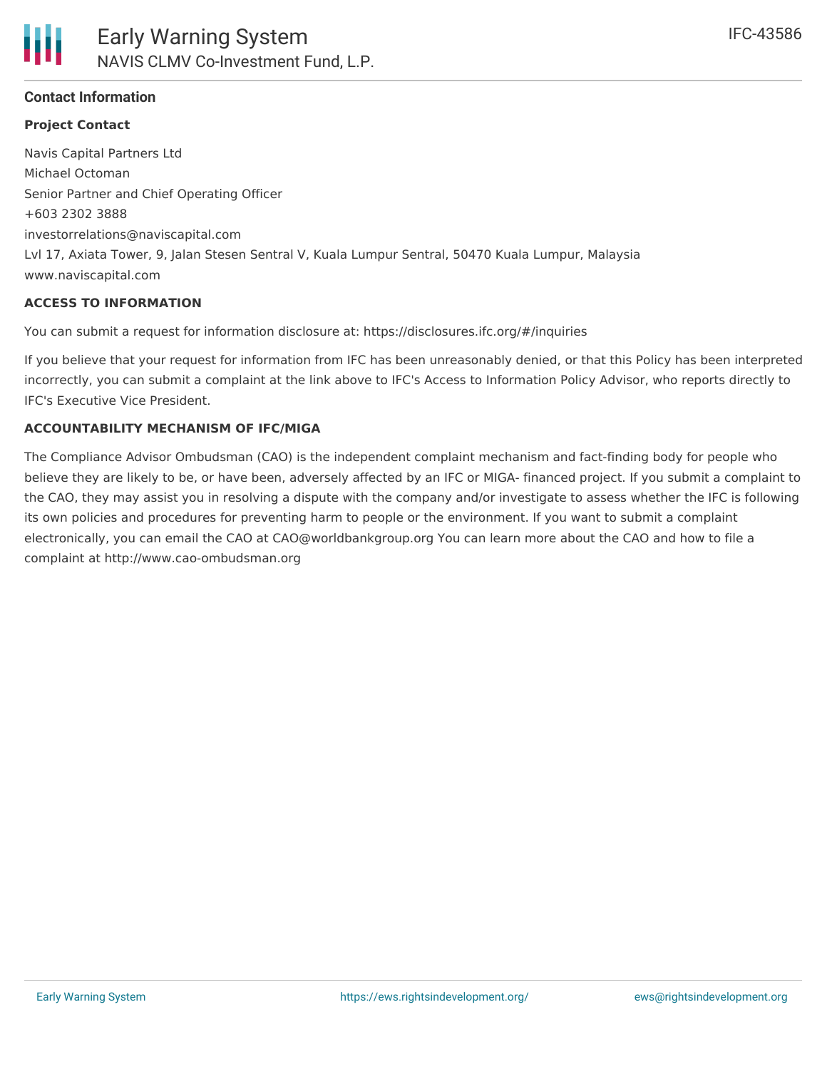## Contact Information

**Project Contact**

Navis Capital Partners Ltd
Michael Octoman
Senior Partner and Chief Operating Officer
+603 2302 3888
investorrelations@naviscapital.com
Lvl 17, Axiata Tower, 9, Jalan Stesen Sentral V, Kuala Lumpur Sentral, 50470 Kuala Lumpur, Malaysia
www.naviscapital.com

**ACCESS TO INFORMATION**

You can submit a request for information disclosure at: https://disclosures.ifc.org/#/inquiries

If you believe that your request for information from IFC has been unreasonably denied, or that this Policy has been interpreted incorrectly, you can submit a complaint at the link above to IFC's Access to Information Policy Advisor, who reports directly to IFC's Executive Vice President.

**ACCOUNTABILITY MECHANISM OF IFC/MIGA**

The Compliance Advisor Ombudsman (CAO) is the independent complaint mechanism and fact-finding body for people who believe they are likely to be, or have been, adversely affected by an IFC or MIGA- financed project. If you submit a complaint to the CAO, they may assist you in resolving a dispute with the company and/or investigate to assess whether the IFC is following its own policies and procedures for preventing harm to people or the environment. If you want to submit a complaint electronically, you can email the CAO at CAO@worldbankgroup.org You can learn more about the CAO and how to file a complaint at http://www.cao-ombudsman.org